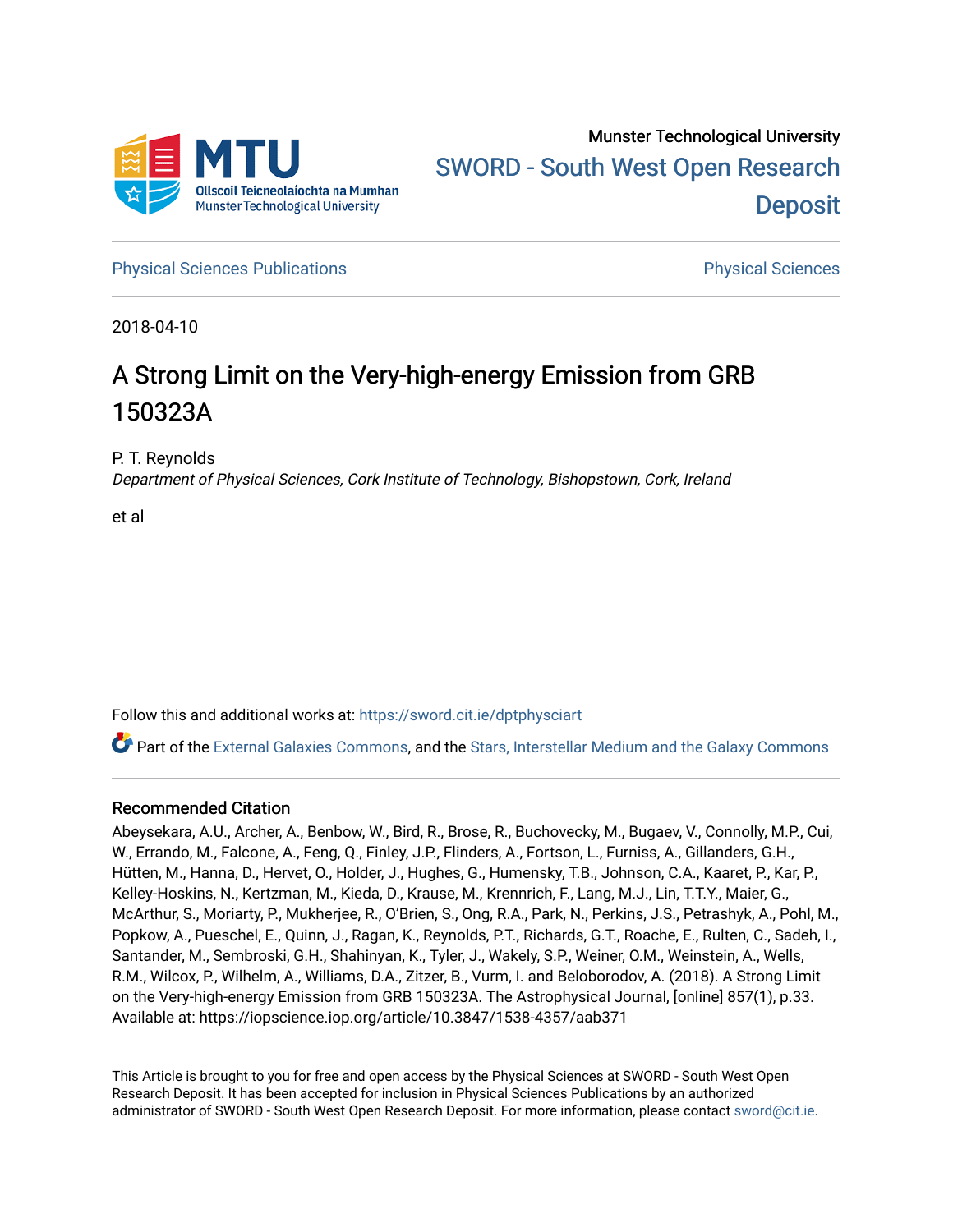Munster Technological University

SWORD - South West Open Research Deposit

Physical Sciences Publications

Physical Sciences

2018-04-10

# A Strong Limit on the Very-high-energy Emission from GRB 150323A

P. T. Reynolds
*Department of Physical Sciences, Cork Institute of Technology, Bishopstown, Cork, Ireland*

et al

Follow this and additional works at: https://sword.cit.ie/dptphysciart

Part of the External Galaxies Commons, and the Stars, Interstellar Medium and the Galaxy Commons

## Recommended Citation

Abeysekara, A.U., Archer, A., Benbow, W., Bird, R., Brose, R., Buchovecky, M., Bugaev, V., Connolly, M.P., Cui, W., Errando, M., Falcone, A., Feng, Q., Finley, J.P., Flinders, A., Fortson, L., Furniss, A., Gillanders, G.H., Hütten, M., Hanna, D., Hervet, O., Holder, J., Hughes, G., Humensky, T.B., Johnson, C.A., Kaaret, P., Kar, P., Kelley-Hoskins, N., Kertzman, M., Kieda, D., Krause, M., Krennrich, F., Lang, M.J., Lin, T.T.Y., Maier, G., McArthur, S., Moriarty, P., Mukherjee, R., O'Brien, S., Ong, R.A., Park, N., Perkins, J.S., Petrashyk, A., Pohl, M., Popkow, A., Pueschel, E., Quinn, J., Ragan, K., Reynolds, P.T., Richards, G.T., Roache, E., Rulten, C., Sadeh, I., Santander, M., Sembroski, G.H., Shahinyan, K., Tyler, J., Wakely, S.P., Weiner, O.M., Weinstein, A., Wells, R.M., Wilcox, P., Wilhelm, A., Williams, D.A., Zitzer, B., Vurm, I. and Beloborodov, A. (2018). A Strong Limit on the Very-high-energy Emission from GRB 150323A. The Astrophysical Journal, [online] 857(1), p.33. Available at: https://iopscience.iop.org/article/10.3847/1538-4357/aab371

This Article is brought to you for free and open access by the Physical Sciences at SWORD - South West Open Research Deposit. It has been accepted for inclusion in Physical Sciences Publications by an authorized administrator of SWORD - South West Open Research Deposit. For more information, please contact sword@cit.ie.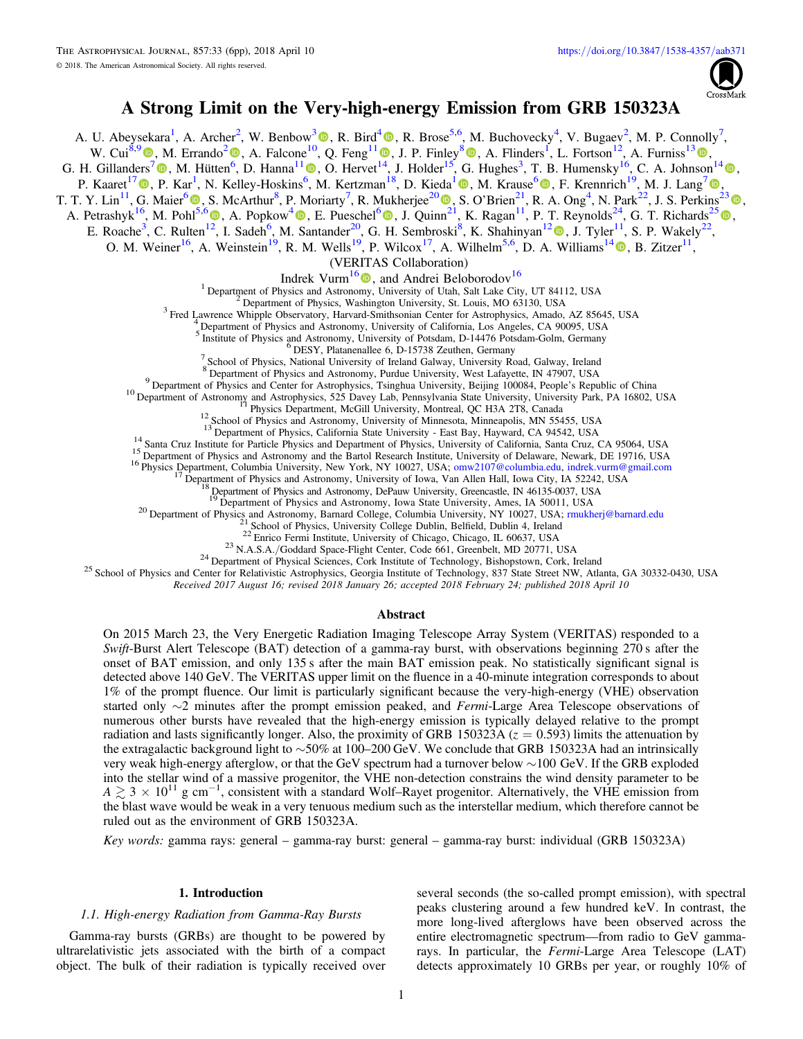# A Strong Limit on the Very-high-energy Emission from GRB 150323A

A. U. Abeysekara[1], A. Archer[2], W. Benbow[3], R. Bird[4], R. Brose[5,6], M. Buchovecky[4], V. Bugaev[2], M. P. Connolly[7], W. Cui[8,9], M. Errando[2], A. Falcone[10], Q. Feng[11], J. P. Finley[8], A. Flinders[1], L. Fortson[12], A. Furniss[13], G. H. Gillanders[7], M. Hütten[6], D. Hanna[11], O. Hervet[14], J. Holder[15], G. Hughes[3], T. B. Humensky[16], C. A. Johnson[14], P. Kaaret[17], P. Kar[1], N. Kelley-Hoskins[6], M. Kertzman[18], D. Kieda[1], M. Krause[6], F. Krennrich[19], M. J. Lang[7], T. T. Y. Lin[11], G. Maier[6], S. McArthur[8], P. Moriarty[7], R. Mukherjee[20], S. O'Brien[21], R. A. Ong[4], N. Park[22], J. S. Perkins[23], A. Petrashyk[16], M. Pohl[5,6], A. Popkow[4], E. Pueschel[6], J. Quinn[21], K. Ragan[11], P. T. Reynolds[24], G. T. Richards[25], E. Roache[3], C. Rulten[12], I. Sadeh[6], M. Santander[20], G. H. Sembroski[8], K. Shahinyan[12], J. Tyler[11], S. P. Wakely[22], O. M. Weiner[16], A. Weinstein[19], R. M. Wells[19], P. Wilcox[17], A. Wilhelm[5,6], D. A. Williams[14], B. Zitzer[11],

(VERITAS Collaboration)

Indrek Vurm[16], and Andrei Beloborodov[16]

[1] Department of Physics and Astronomy, University of Utah, Salt Lake City, UT 84112, USA
[2] Department of Physics, Washington University, St. Louis, MO 63130, USA
[3] Fred Lawrence Whipple Observatory, Harvard-Smithsonian Center for Astrophysics, Amado, AZ 85645, USA
[4] Department of Physics and Astronomy, University of California, Los Angeles, CA 90095, USA
[5] Institute of Physics and Astronomy, University of Potsdam, D-14476 Potsdam-Golm, Germany
[6] DESY, Platanenallee 6, D-15738 Zeuthen, Germany
[7] School of Physics, National University of Ireland Galway, University Road, Galway, Ireland
[8] Department of Physics and Astronomy, Purdue University, West Lafayette, IN 47907, USA
[9] Department of Physics and Center for Astrophysics, Tsinghua University, Beijing 100084, People's Republic of China
[10] Department of Astronomy and Astrophysics, 525 Davey Lab, Pennsylvania State University, University Park, PA 16802, USA
[11] Physics Department, McGill University, Montreal, QC H3A 2T8, Canada
[12] School of Physics and Astronomy, University of Minnesota, Minneapolis, MN 55455, USA
[13] Department of Physics, California State University - East Bay, Hayward, CA 94542, USA
[14] Santa Cruz Institute for Particle Physics and Department of Physics, University of California, Santa Cruz, CA 95064, USA
[15] Department of Physics and Astronomy and the Bartol Research Institute, University of Delaware, Newark, DE 19716, USA
[16] Physics Department, Columbia University, New York, NY 10027, USA; omw2107@columbia.edu, indrek.vurm@gmail.com
[17] Department of Physics and Astronomy, University of Iowa, Van Allen Hall, Iowa City, IA 52242, USA
[18] Department of Physics and Astronomy, DePauw University, Greencastle, IN 46135-0037, USA
[19] Department of Physics and Astronomy, Iowa State University, Ames, IA 50011, USA
[20] Department of Physics and Astronomy, Barnard College, Columbia University, NY 10027, USA; rmukherj@barnard.edu
[21] School of Physics, University College Dublin, Belfield, Dublin 4, Ireland
[22] Enrico Fermi Institute, University of Chicago, Chicago, IL 60637, USA
[23] N.A.S.A./Goddard Space-Flight Center, Code 661, Greenbelt, MD 20771, USA
[24] Department of Physical Sciences, Cork Institute of Technology, Bishopstown, Cork, Ireland
[25] School of Physics and Center for Relativistic Astrophysics, Georgia Institute of Technology, 837 State Street NW, Atlanta, GA 30332-0430, USA

*Received 2017 August 16; revised 2018 January 26; accepted 2018 February 24; published 2018 April 10*

## Abstract

On 2015 March 23, the Very Energetic Radiation Imaging Telescope Array System (VERITAS) responded to a *Swift*-Burst Alert Telescope (BAT) detection of a gamma-ray burst, with observations beginning 270 s after the onset of BAT emission, and only 135 s after the main BAT emission peak. No statistically significant signal is detected above 140 GeV. The VERITAS upper limit on the fluence in a 40-minute integration corresponds to about 1% of the prompt fluence. Our limit is particularly significant because the very-high-energy (VHE) observation started only ∼2 minutes after the prompt emission peaked, and *Fermi*-Large Area Telescope observations of numerous other bursts have revealed that the high-energy emission is typically delayed relative to the prompt radiation and lasts significantly longer. Also, the proximity of GRB 150323A ($z = 0.593$) limits the attenuation by the extragalactic background light to ∼50% at 100–200 GeV. We conclude that GRB 150323A had an intrinsically very weak high-energy afterglow, or that the GeV spectrum had a turnover below ∼100 GeV. If the GRB exploded into the stellar wind of a massive progenitor, the VHE non-detection constrains the wind density parameter to be $A \gtrsim 3 \times 10^{11}$ g cm$^{-1}$, consistent with a standard Wolf–Rayet progenitor. Alternatively, the VHE emission from the blast wave would be weak in a very tenuous medium such as the interstellar medium, which therefore cannot be ruled out as the environment of GRB 150323A.

*Key words:* gamma rays: general – gamma-ray burst: general – gamma-ray burst: individual (GRB 150323A)

## 1. Introduction

### 1.1. High-energy Radiation from Gamma-Ray Bursts

Gamma-ray bursts (GRBs) are thought to be powered by ultrarelativistic jets associated with the birth of a compact object. The bulk of their radiation is typically received over several seconds (the so-called prompt emission), with spectral peaks clustering around a few hundred keV. In contrast, the more long-lived afterglows have been observed across the entire electromagnetic spectrum—from radio to GeV gamma-rays. In particular, the *Fermi*-Large Area Telescope (LAT) detects approximately 10 GRBs per year, or roughly 10% of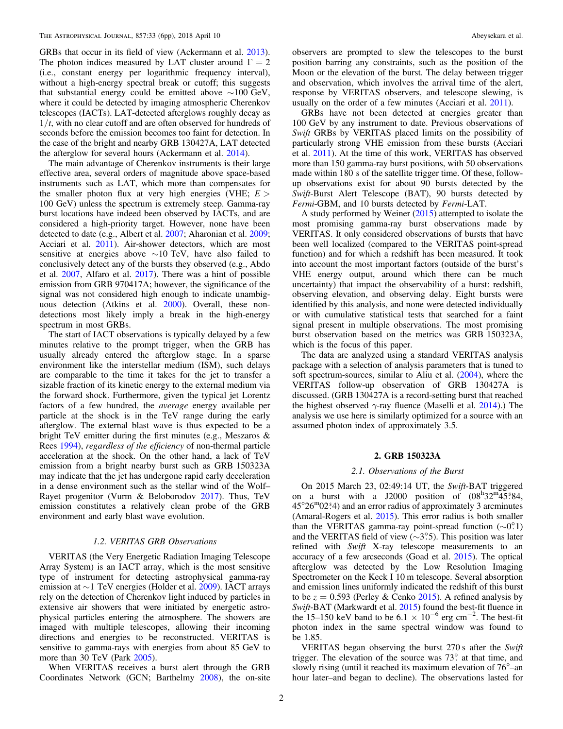GRBs that occur in its field of view (Ackermann et al. 2013). The photon indices measured by LAT cluster around $\Gamma = 2$ (i.e., constant energy per logarithmic frequency interval), without a high-energy spectral break or cutoff; this suggests that substantial energy could be emitted above $\sim$100 GeV, where it could be detected by imaging atmospheric Cherenkov telescopes (IACTs). LAT-detected afterglows roughly decay as $1/t$, with no clear cutoff and are often observed for hundreds of seconds before the emission becomes too faint for detection. In the case of the bright and nearby GRB 130427A, LAT detected the afterglow for several hours (Ackermann et al. 2014).

The main advantage of Cherenkov instruments is their large effective area, several orders of magnitude above space-based instruments such as LAT, which more than compensates for the smaller photon flux at very high energies (VHE; $E >$ 100 GeV) unless the spectrum is extremely steep. Gamma-ray burst locations have indeed been observed by IACTs, and are considered a high-priority target. However, none have been detected to date (e.g., Albert et al. 2007; Aharonian et al. 2009; Acciari et al. 2011). Air-shower detectors, which are most sensitive at energies above $\sim$10 TeV, have also failed to conclusively detect any of the bursts they observed (e.g., Abdo et al. 2007, Alfaro et al. 2017). There was a hint of possible emission from GRB 970417A; however, the significance of the signal was not considered high enough to indicate unambiguous detection (Atkins et al. 2000). Overall, these non-detections most likely imply a break in the high-energy spectrum in most GRBs.

The start of IACT observations is typically delayed by a few minutes relative to the prompt trigger, when the GRB has usually already entered the afterglow stage. In a sparse environment like the interstellar medium (ISM), such delays are comparable to the time it takes for the jet to transfer a sizable fraction of its kinetic energy to the external medium via the forward shock. Furthermore, given the typical jet Lorentz factors of a few hundred, the *average* energy available per particle at the shock is in the TeV range during the early afterglow. The external blast wave is thus expected to be a bright TeV emitter during the first minutes (e.g., Meszaros & Rees 1994), *regardless of the efficiency* of non-thermal particle acceleration at the shock. On the other hand, a lack of TeV emission from a bright nearby burst such as GRB 150323A may indicate that the jet has undergone rapid early deceleration in a dense environment such as the stellar wind of the Wolf–Rayet progenitor (Vurm & Beloborodov 2017). Thus, TeV emission constitutes a relatively clean probe of the GRB environment and early blast wave evolution.

### 1.2. VERITAS GRB Observations

VERITAS (the Very Energetic Radiation Imaging Telescope Array System) is an IACT array, which is the most sensitive type of instrument for detecting astrophysical gamma-ray emission at $\sim$1 TeV energies (Holder et al. 2009). IACT arrays rely on the detection of Cherenkov light induced by particles in extensive air showers that were initiated by energetic astrophysical particles entering the atmosphere. The showers are imaged with multiple telescopes, allowing their incoming directions and energies to be reconstructed. VERITAS is sensitive to gamma-rays with energies from about 85 GeV to more than 30 TeV (Park 2005).

When VERITAS receives a burst alert through the GRB Coordinates Network (GCN; Barthelmy 2008), the on-site observers are prompted to slew the telescopes to the burst position barring any constraints, such as the position of the Moon or the elevation of the burst. The delay between trigger and observation, which involves the arrival time of the alert, response by VERITAS observers, and telescope slewing, is usually on the order of a few minutes (Acciari et al. 2011).

GRBs have not been detected at energies greater than 100 GeV by any instrument to date. Previous observations of *Swift* GRBs by VERITAS placed limits on the possibility of particularly strong VHE emission from these bursts (Acciari et al. 2011). At the time of this work, VERITAS has observed more than 150 gamma-ray burst positions, with 50 observations made within 180 s of the satellite trigger time. Of these, follow-up observations exist for about 90 bursts detected by the *Swift*-Burst Alert Telescope (BAT), 90 bursts detected by *Fermi*-GBM, and 10 bursts detected by *Fermi*-LAT.

A study performed by Weiner (2015) attempted to isolate the most promising gamma-ray burst observations made by VERITAS. It only considered observations of bursts that have been well localized (compared to the VERITAS point-spread function) and for which a redshift has been measured. It took into account the most important factors (outside of the burst's VHE energy output, around which there can be much uncertainty) that impact the observability of a burst: redshift, observing elevation, and observing delay. Eight bursts were identified by this analysis, and none were detected individually or with cumulative statistical tests that searched for a faint signal present in multiple observations. The most promising burst observation based on the metrics was GRB 150323A, which is the focus of this paper.

The data are analyzed using a standard VERITAS analysis package with a selection of analysis parameters that is tuned to soft spectrum-sources, similar to Aliu et al. (2004), where the VERITAS follow-up observation of GRB 130427A is discussed. (GRB 130427A is a record-setting burst that reached the highest observed $\gamma$-ray fluence (Maselli et al. 2014).) The analysis we use here is similarly optimized for a source with an assumed photon index of approximately 3.5.

## 2. GRB 150323A

### 2.1. Observations of the Burst

On 2015 March 23, 02:49:14 UT, the *Swift*-BAT triggered on a burst with a J2000 position of ($08^{\mathrm{h}}32^{\mathrm{m}}45^{\mathrm{s}}.84$, $45°26^{\mathrm{m}}02^{\mathrm{s}}.4$) and an error radius of approximately 3 arcminutes (Amaral-Rogers et al. 2015). This error radius is both smaller than the VERITAS gamma-ray point-spread function ($\sim$0°.1) and the VERITAS field of view ($\sim$3°.5). This position was later refined with *Swift* X-ray telescope measurements to an accuracy of a few arcseconds (Goad et al. 2015). The optical afterglow was detected by the Low Resolution Imaging Spectrometer on the Keck I 10 m telescope. Several absorption and emission lines uniformly indicated the redshift of this burst to be $z = 0.593$ (Perley & Cenko 2015). A refined analysis by *Swift*-BAT (Markwardt et al. 2015) found the best-fit fluence in the 15–150 keV band to be $6.1 \times 10^{-6}$ erg cm$^{-2}$. The best-fit photon index in the same spectral window was found to be 1.85.

VERITAS began observing the burst 270 s after the *Swift* trigger. The elevation of the source was 73° at that time, and slowly rising (until it reached its maximum elevation of 76°–an hour later–and began to decline). The observations lasted for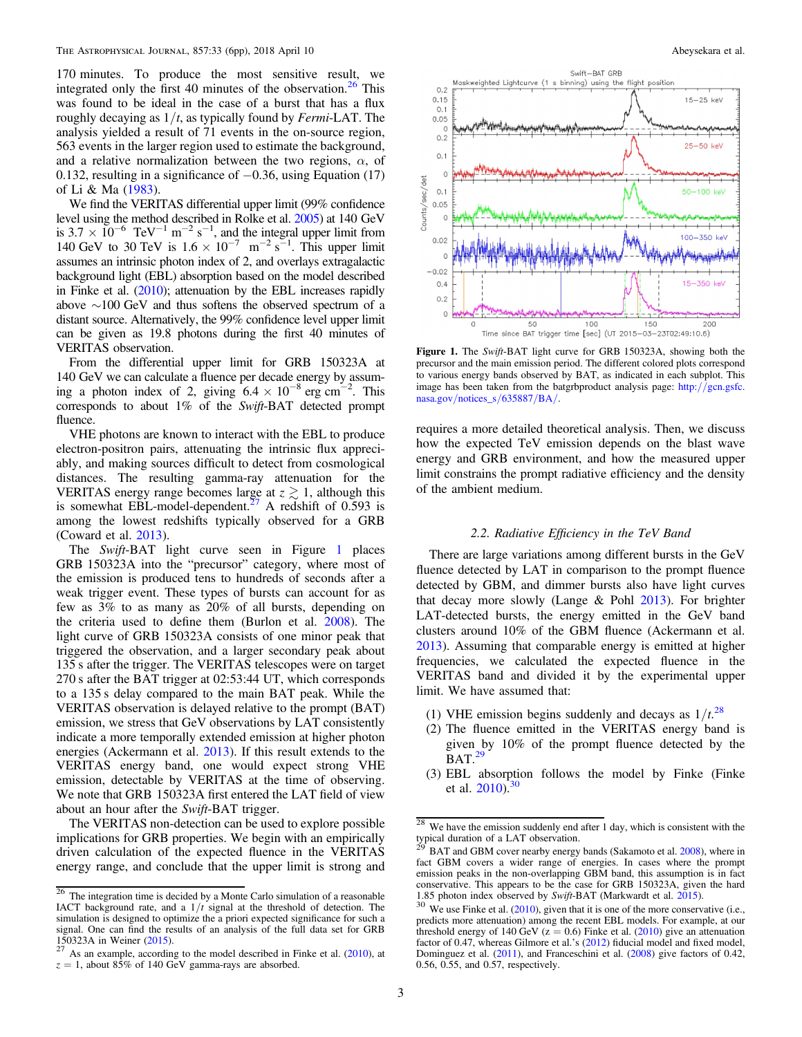170 minutes. To produce the most sensitive result, we integrated only the first 40 minutes of the observation.[26] This was found to be ideal in the case of a burst that has a flux roughly decaying as $1/t$, as typically found by *Fermi*-LAT. The analysis yielded a result of 71 events in the on-source region, 563 events in the larger region used to estimate the background, and a relative normalization between the two regions, $\alpha$, of 0.132, resulting in a significance of $-0.36$, using Equation (17) of Li & Ma (1983).

We find the VERITAS differential upper limit (99% confidence level using the method described in Rolke et al. 2005) at 140 GeV is $3.7 \times 10^{-6}$ TeV$^{-1}$ m$^{-2}$ s$^{-1}$, and the integral upper limit from 140 GeV to 30 TeV is $1.6 \times 10^{-7}$ m$^{-2}$ s$^{-1}$. This upper limit assumes an intrinsic photon index of 2, and overlays extragalactic background light (EBL) absorption based on the model described in Finke et al. (2010); attenuation by the EBL increases rapidly above $\sim$100 GeV and thus softens the observed spectrum of a distant source. Alternatively, the 99% confidence level upper limit can be given as 19.8 photons during the first 40 minutes of VERITAS observation.

From the differential upper limit for GRB 150323A at 140 GeV we can calculate a fluence per decade energy by assuming a photon index of 2, giving $6.4 \times 10^{-8}$ erg cm$^{-2}$. This corresponds to about 1% of the *Swift*-BAT detected prompt fluence.

VHE photons are known to interact with the EBL to produce electron-positron pairs, attenuating the intrinsic flux appreciably, and making sources difficult to detect from cosmological distances. The resulting gamma-ray attenuation for the VERITAS energy range becomes large at $z \gtrsim 1$, although this is somewhat EBL-model-dependent.[27] A redshift of 0.593 is among the lowest redshifts typically observed for a GRB (Coward et al. 2013).

The *Swift*-BAT light curve seen in Figure 1 places GRB 150323A into the "precursor" category, where most of the emission is produced tens to hundreds of seconds after a weak trigger event. These types of bursts can account for as few as 3% to as many as 20% of all bursts, depending on the criteria used to define them (Burlon et al. 2008). The light curve of GRB 150323A consists of one minor peak that triggered the observation, and a larger secondary peak about 135 s after the trigger. The VERITAS telescopes were on target 270 s after the BAT trigger at 02:53:44 UT, which corresponds to a 135 s delay compared to the main BAT peak. While the VERITAS observation is delayed relative to the prompt (BAT) emission, we stress that GeV observations by LAT consistently indicate a more temporally extended emission at higher photon energies (Ackermann et al. 2013). If this result extends to the VERITAS energy band, one would expect strong VHE emission, detectable by VERITAS at the time of observing. We note that GRB 150323A first entered the LAT field of view about an hour after the *Swift*-BAT trigger.

The VERITAS non-detection can be used to explore possible implications for GRB properties. We begin with an empirically driven calculation of the expected fluence in the VERITAS energy range, and conclude that the upper limit is strong and requires a more detailed theoretical analysis. Then, we discuss how the expected TeV emission depends on the blast wave energy and GRB environment, and how the measured upper limit constrains the prompt radiative efficiency and the density of the ambient medium.

Figure 1. The *Swift*-BAT light curve for GRB 150323A, showing both the precursor and the main emission period. The different colored plots correspond to various energy bands observed by BAT, as indicated in each subplot. This image has been taken from the batgrbproduct analysis page: http://gcn.gsfc.nasa.gov/notices_s/635887/BA/.

### 2.2. Radiative Efficiency in the TeV Band

There are large variations among different bursts in the GeV fluence detected by LAT in comparison to the prompt fluence detected by GBM, and dimmer bursts also have light curves that decay more slowly (Lange & Pohl 2013). For brighter LAT-detected bursts, the energy emitted in the GeV band clusters around 10% of the GBM fluence (Ackermann et al. 2013). Assuming that comparable energy is emitted at higher frequencies, we calculated the expected fluence in the VERITAS band and divided it by the experimental upper limit. We have assumed that:

1. VHE emission begins suddenly and decays as $1/t$.[28]
2. The fluence emitted in the VERITAS energy band is given by 10% of the prompt fluence detected by the BAT.[29]
3. EBL absorption follows the model by Finke (Finke et al. 2010).[30]

---

[26] The integration time is decided by a Monte Carlo simulation of a reasonable IACT background rate, and a $1/t$ signal at the threshold of detection. The simulation is designed to optimize the a priori expected significance for such a signal. One can find the results of an analysis of the full data set for GRB 150323A in Weiner (2015).

[27] As an example, according to the model described in Finke et al. (2010), at $z = 1$, about 85% of 140 GeV gamma-rays are absorbed.

[28] We have the emission suddenly end after 1 day, which is consistent with the typical duration of a LAT observation.

[29] BAT and GBM cover nearby energy bands (Sakamoto et al. 2008), where in fact GBM covers a wider range of energies. In cases where the prompt emission peaks in the non-overlapping GBM band, this assumption is in fact conservative. This appears to be the case for GRB 150323A, given the hard 1.85 photon index observed by *Swift*-BAT (Markwardt et al. 2015).

[30] We use Finke et al. (2010), given that it is one of the more conservative (i.e., predicts more attenuation) among the recent EBL models. For example, at our threshold energy of 140 GeV ($z = 0.6$) Finke et al. (2010) give an attenuation factor of 0.47, whereas Gilmore et al.'s (2012) fiducial model and fixed model, Dominguez et al. (2011), and Franceschini et al. (2008) give factors of 0.42, 0.56, 0.55, and 0.57, respectively.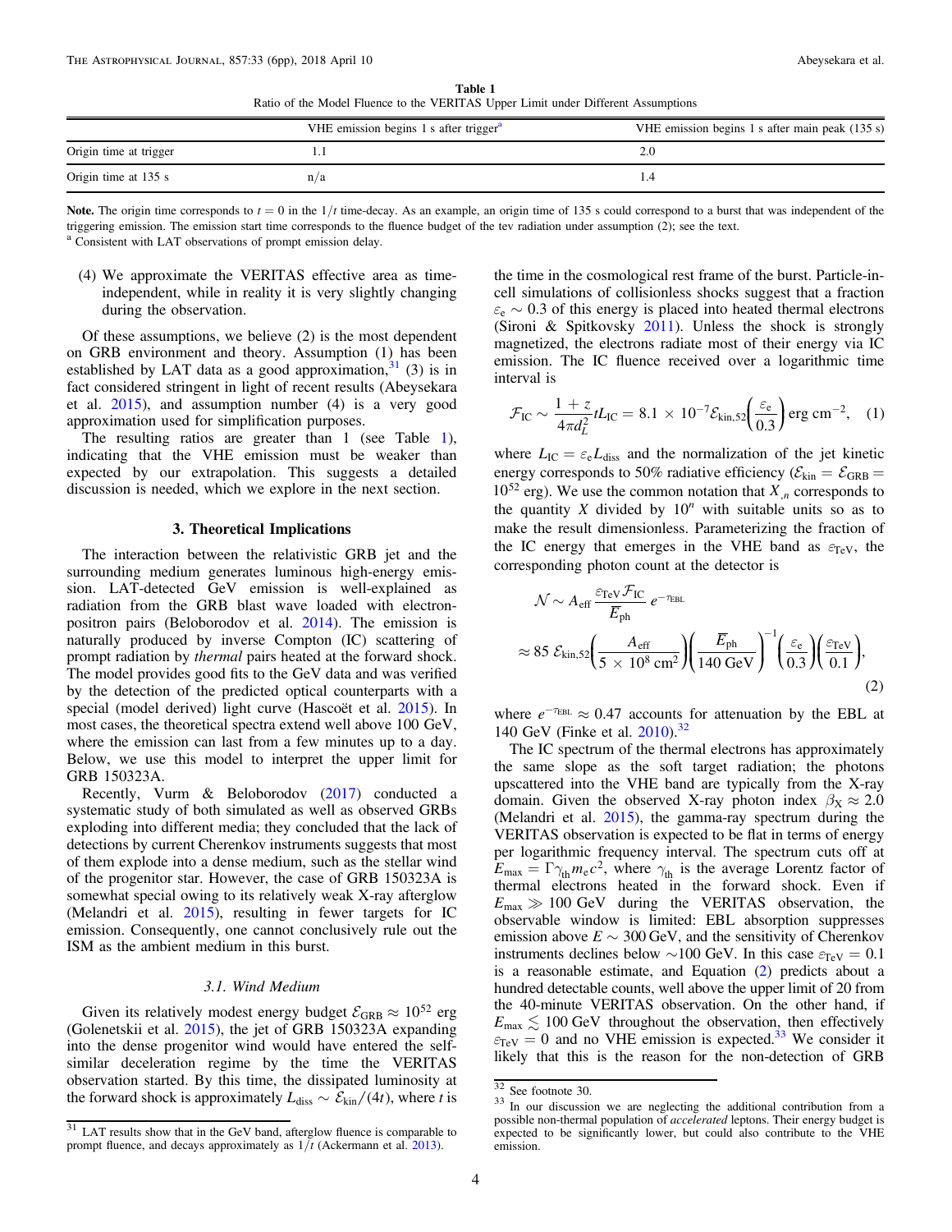**Table 1**
Ratio of the Model Fluence to the VERITAS Upper Limit under Different Assumptions

| | VHE emission begins 1 s after trigger[a] | VHE emission begins 1 s after main peak (135 s) |
|---|---|---|
| Origin time at trigger | 1.1 | 2.0 |
| Origin time at 135 s | n/a | 1.4 |

**Note.** The origin time corresponds to $t = 0$ in the $1/t$ time-decay. As an example, an origin time of 135 s could correspond to a burst that was independent of the triggering emission. The emission start time corresponds to the fluence budget of the tev radiation under assumption (2); see the text.
[a] Consistent with LAT observations of prompt emission delay.

(4) We approximate the VERITAS effective area as time-independent, while in reality it is very slightly changing during the observation.

Of these assumptions, we believe (2) is the most dependent on GRB environment and theory. Assumption (1) has been established by LAT data as a good approximation,[31] (3) is in fact considered stringent in light of recent results (Abeysekara et al. 2015), and assumption number (4) is a very good approximation used for simplification purposes.

The resulting ratios are greater than 1 (see Table 1), indicating that the VHE emission must be weaker than expected by our extrapolation. This suggests a detailed discussion is needed, which we explore in the next section.

## 3. Theoretical Implications

The interaction between the relativistic GRB jet and the surrounding medium generates luminous high-energy emission. LAT-detected GeV emission is well-explained as radiation from the GRB blast wave loaded with electron-positron pairs (Beloborodov et al. 2014). The emission is naturally produced by inverse Compton (IC) scattering of prompt radiation by *thermal* pairs heated at the forward shock. The model provides good fits to the GeV data and was verified by the detection of the predicted optical counterparts with a special (model derived) light curve (Hascoët et al. 2015). In most cases, the theoretical spectra extend well above 100 GeV, where the emission can last from a few minutes up to a day. Below, we use this model to interpret the upper limit for GRB 150323A.

Recently, Vurm & Beloborodov (2017) conducted a systematic study of both simulated as well as observed GRBs exploding into different media; they concluded that the lack of detections by current Cherenkov instruments suggests that most of them explode into a dense medium, such as the stellar wind of the progenitor star. However, the case of GRB 150323A is somewhat special owing to its relatively weak X-ray afterglow (Melandri et al. 2015), resulting in fewer targets for IC emission. Consequently, one cannot conclusively rule out the ISM as the ambient medium in this burst.

### 3.1. Wind Medium

Given its relatively modest energy budget $\mathcal{E}_{\rm GRB} \approx 10^{52}$ erg (Golenetskii et al. 2015), the jet of GRB 150323A expanding into the dense progenitor wind would have entered the self-similar deceleration regime by the time the VERITAS observation started. By this time, the dissipated luminosity at the forward shock is approximately $L_{\rm diss} \sim \mathcal{E}_{\rm kin}/(4t)$, where $t$ is the time in the cosmological rest frame of the burst. Particle-in-cell simulations of collisionless shocks suggest that a fraction $\varepsilon_e \sim 0.3$ of this energy is placed into heated thermal electrons (Sironi & Spitkovsky 2011). Unless the shock is strongly magnetized, the electrons radiate most of their energy via IC emission. The IC fluence received over a logarithmic time interval is

$$\mathcal{F}_{\rm IC} \sim \frac{1+z}{4\pi d_L^2} t L_{\rm IC} = 8.1 \times 10^{-7} \mathcal{E}_{\rm kin,52} \left(\frac{\varepsilon_e}{0.3}\right) \text{erg cm}^{-2}, \quad (1)$$

where $L_{\rm IC} = \varepsilon_e L_{\rm diss}$ and the normalization of the jet kinetic energy corresponds to 50% radiative efficiency ($\mathcal{E}_{\rm kin} = \mathcal{E}_{\rm GRB} = 10^{52}$ erg). We use the common notation that $X_{,n}$ corresponds to the quantity $X$ divided by $10^n$ with suitable units so as to make the result dimensionless. Parameterizing the fraction of the IC energy that emerges in the VHE band as $\varepsilon_{\rm TeV}$, the corresponding photon count at the detector is

$$\mathcal{N} \sim A_{\rm eff} \frac{\varepsilon_{\rm TeV} \mathcal{F}_{\rm IC}}{\bar{E}_{\rm ph}} e^{-\tau_{\rm EBL}}$$
$$\approx 85\, \mathcal{E}_{\rm kin,52} \left(\frac{A_{\rm eff}}{5 \times 10^8 \text{ cm}^2}\right) \left(\frac{\bar{E}_{\rm ph}}{140 \text{ GeV}}\right)^{-1} \left(\frac{\varepsilon_e}{0.3}\right) \left(\frac{\varepsilon_{\rm TeV}}{0.1}\right), \quad (2)$$

where $e^{-\tau_{\rm EBL}} \approx 0.47$ accounts for attenuation by the EBL at 140 GeV (Finke et al. 2010).[32]

The IC spectrum of the thermal electrons has approximately the same slope as the soft target radiation; the photons upscattered into the VHE band are typically from the X-ray domain. Given the observed X-ray photon index $\beta_X \approx 2.0$ (Melandri et al. 2015), the gamma-ray spectrum during the VERITAS observation is expected to be flat in terms of energy per logarithmic frequency interval. The spectrum cuts off at $E_{\max} = \Gamma \gamma_{\rm th} m_e c^2$, where $\gamma_{\rm th}$ is the average Lorentz factor of thermal electrons heated in the forward shock. Even if $E_{\max} \gg 100$ GeV during the VERITAS observation, the observable window is limited: EBL absorption suppresses emission above $E \sim 300$ GeV, and the sensitivity of Cherenkov instruments declines below ~100 GeV. In this case $\varepsilon_{\rm TeV} = 0.1$ is a reasonable estimate, and Equation (2) predicts about a hundred detectable counts, well above the upper limit of 20 from the 40-minute VERITAS observation. On the other hand, if $E_{\max} \lesssim 100$ GeV throughout the observation, then effectively $\varepsilon_{\rm TeV} = 0$ and no VHE emission is expected.[33] We consider it likely that this is the reason for the non-detection of GRB

[31] LAT results show that in the GeV band, afterglow fluence is comparable to prompt fluence, and decays approximately as $1/t$ (Ackermann et al. 2013).

[32] See footnote 30.

[33] In our discussion we are neglecting the additional contribution from a possible non-thermal population of *accelerated* leptons. Their energy budget is expected to be significantly lower, but could also contribute to the VHE emission.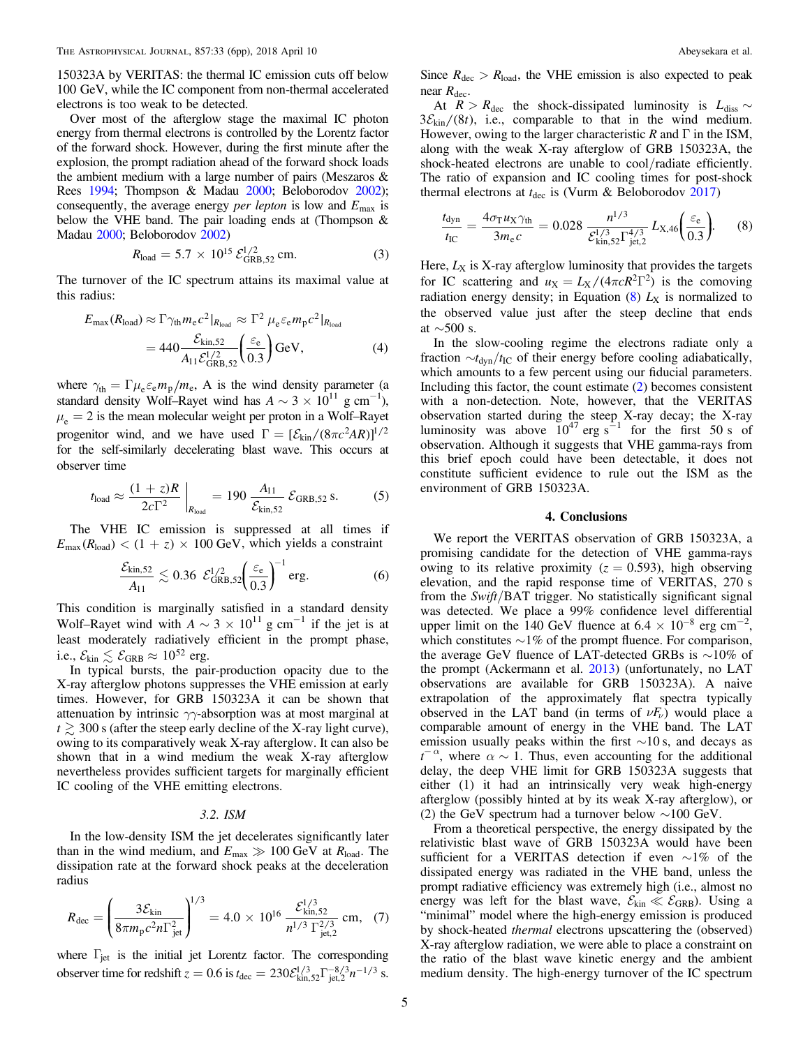150323A by VERITAS: the thermal IC emission cuts off below 100 GeV, while the IC component from non-thermal accelerated electrons is too weak to be detected.

Over most of the afterglow stage the maximal IC photon energy from thermal electrons is controlled by the Lorentz factor of the forward shock. However, during the first minute after the explosion, the prompt radiation ahead of the forward shock loads the ambient medium with a large number of pairs (Meszaros & Rees 1994; Thompson & Madau 2000; Beloborodov 2002); consequently, the average energy *per lepton* is low and $E_{\max}$ is below the VHE band. The pair loading ends at (Thompson & Madau 2000; Beloborodov 2002)

$$R_{\rm load} = 5.7 \times 10^{15}\, \mathcal{E}_{\rm GRB,52}^{1/2}\,{\rm cm}. \quad (3)$$

The turnover of the IC spectrum attains its maximal value at this radius:

$$E_{\max}(R_{\rm load}) \approx \Gamma\gamma_{\rm th} m_{\rm e} c^2|_{R_{\rm load}} \approx \Gamma^2\, \mu_{\rm e}\varepsilon_{\rm e} m_{\rm p} c^2|_{R_{\rm load}} = 440 \frac{\mathcal{E}_{\rm kin,52}}{A_{11}\mathcal{E}_{\rm GRB,52}^{1/2}}\left(\frac{\varepsilon_{\rm e}}{0.3}\right){\rm GeV}, \quad (4)$$

where $\gamma_{\rm th} = \Gamma\mu_{\rm e}\varepsilon_{\rm e} m_{\rm p}/m_{\rm e}$, A is the wind density parameter (a standard density Wolf–Rayet wind has $A \sim 3 \times 10^{11}$ g cm$^{-1}$), $\mu_{\rm e} = 2$ is the mean molecular weight per proton in a Wolf–Rayet progenitor wind, and we have used $\Gamma = [\mathcal{E}_{\rm kin}/(8\pi c^2 AR)]^{1/2}$ for the self-similarly decelerating blast wave. This occurs at observer time

$$t_{\rm load} \approx \frac{(1+z)R}{2c\Gamma^2}\bigg|_{R_{\rm load}} = 190\, \frac{A_{11}}{\mathcal{E}_{\rm kin,52}}\, \mathcal{E}_{\rm GRB,52}\,{\rm s}. \quad (5)$$

The VHE IC emission is suppressed at all times if $E_{\max}(R_{\rm load}) < (1+z) \times 100$ GeV, which yields a constraint

$$\frac{\mathcal{E}_{\rm kin,52}}{A_{11}} \lesssim 0.36\ \mathcal{E}_{\rm GRB,52}^{1/2}\left(\frac{\varepsilon_{\rm e}}{0.3}\right)^{-1}{\rm erg}. \quad (6)$$

This condition is marginally satisfied in a standard density Wolf–Rayet wind with $A \sim 3 \times 10^{11}$ g cm$^{-1}$ if the jet is at least moderately radiatively efficient in the prompt phase, i.e., $\mathcal{E}_{\rm kin} \lesssim \mathcal{E}_{\rm GRB} \approx 10^{52}$ erg.

In typical bursts, the pair-production opacity due to the X-ray afterglow photons suppresses the VHE emission at early times. However, for GRB 150323A it can be shown that attenuation by intrinsic $\gamma\gamma$-absorption was at most marginal at $t \gtrsim 300$ s (after the steep early decline of the X-ray light curve), owing to its comparatively weak X-ray afterglow. It can also be shown that in a wind medium the weak X-ray afterglow nevertheless provides sufficient targets for marginally efficient IC cooling of the VHE emitting electrons.

### 3.2. ISM

In the low-density ISM the jet decelerates significantly later than in the wind medium, and $E_{\max} \gg 100$ GeV at $R_{\rm load}$. The dissipation rate at the forward shock peaks at the deceleration radius

$$R_{\rm dec} = \left(\frac{3\mathcal{E}_{\rm kin}}{8\pi m_{\rm p} c^2 n \Gamma_{\rm jet}^2}\right)^{1/3} = 4.0 \times 10^{16}\, \frac{\mathcal{E}_{\rm kin,52}^{1/3}}{n^{1/3}\,\Gamma_{\rm jet,2}^{2/3}}\,{\rm cm}, \quad (7)$$

where $\Gamma_{\rm jet}$ is the initial jet Lorentz factor. The corresponding observer time for redshift $z = 0.6$ is $t_{\rm dec} = 230\mathcal{E}_{\rm kin,52}^{1/3}\Gamma_{\rm jet,2}^{-8/3}n^{-1/3}$ s. Since $R_{\rm dec} > R_{\rm load}$, the VHE emission is also expected to peak near $R_{\rm dec}$.

At $R > R_{\rm dec}$ the shock-dissipated luminosity is $L_{\rm diss} \sim 3\mathcal{E}_{\rm kin}/(8t)$, i.e., comparable to that in the wind medium. However, owing to the larger characteristic $R$ and $\Gamma$ in the ISM, along with the weak X-ray afterglow of GRB 150323A, the shock-heated electrons are unable to cool/radiate efficiently. The ratio of expansion and IC cooling times for post-shock thermal electrons at $t_{\rm dec}$ is (Vurm & Beloborodov 2017)

$$\frac{t_{\rm dyn}}{t_{\rm IC}} = \frac{4\sigma_{\rm T} u_{\rm X}\gamma_{\rm th}}{3m_{\rm e}c} = 0.028\, \frac{n^{1/3}}{\mathcal{E}_{\rm kin,52}^{1/3}\Gamma_{\rm jet,2}^{4/3}}\, L_{\rm X,46}\left(\frac{\varepsilon_{\rm e}}{0.3}\right). \quad (8)$$

Here, $L_{\rm X}$ is X-ray afterglow luminosity that provides the targets for IC scattering and $u_{\rm X} = L_{\rm X}/(4\pi cR^2\Gamma^2)$ is the comoving radiation energy density; in Equation (8) $L_{\rm X}$ is normalized to the observed value just after the steep decline that ends at $\sim$500 s.

In the slow-cooling regime the electrons radiate only a fraction $\sim t_{\rm dyn}/t_{\rm IC}$ of their energy before cooling adiabatically, which amounts to a few percent using our fiducial parameters. Including this factor, the count estimate (2) becomes consistent with a non-detection. Note, however, that the VERITAS observation started during the steep X-ray decay; the X-ray luminosity was above $10^{47}$ erg s$^{-1}$ for the first 50 s of observation. Although it suggests that VHE gamma-rays from this brief epoch could have been detectable, it does not constitute sufficient evidence to rule out the ISM as the environment of GRB 150323A.

## 4. Conclusions

We report the VERITAS observation of GRB 150323A, a promising candidate for the detection of VHE gamma-rays owing to its relative proximity ($z = 0.593$), high observing elevation, and the rapid response time of VERITAS, 270 s from the *Swift*/BAT trigger. No statistically significant signal was detected. We place a 99% confidence level differential upper limit on the 140 GeV fluence at $6.4 \times 10^{-8}$ erg cm$^{-2}$, which constitutes $\sim$1% of the prompt fluence. For comparison, the average GeV fluence of LAT-detected GRBs is $\sim$10% of the prompt (Ackermann et al. 2013) (unfortunately, no LAT observations are available for GRB 150323A). A naive extrapolation of the approximately flat spectra typically observed in the LAT band (in terms of $\nu F_\nu$) would place a comparable amount of energy in the VHE band. The LAT emission usually peaks within the first $\sim$10 s, and decays as $t^{-\alpha}$, where $\alpha \sim 1$. Thus, even accounting for the additional delay, the deep VHE limit for GRB 150323A suggests that either (1) it had an intrinsically very weak high-energy afterglow (possibly hinted at by its weak X-ray afterglow), or (2) the GeV spectrum had a turnover below $\sim$100 GeV.

From a theoretical perspective, the energy dissipated by the relativistic blast wave of GRB 150323A would have been sufficient for a VERITAS detection if even $\sim$1% of the dissipated energy was radiated in the VHE band, unless the prompt radiative efficiency was extremely high (i.e., almost no energy was left for the blast wave, $\mathcal{E}_{\rm kin} \ll \mathcal{E}_{\rm GRB}$). Using a "minimal" model where the high-energy emission is produced by shock-heated *thermal* electrons upscattering the (observed) X-ray afterglow radiation, we were able to place a constraint on the ratio of the blast wave kinetic energy and the ambient medium density. The high-energy turnover of the IC spectrum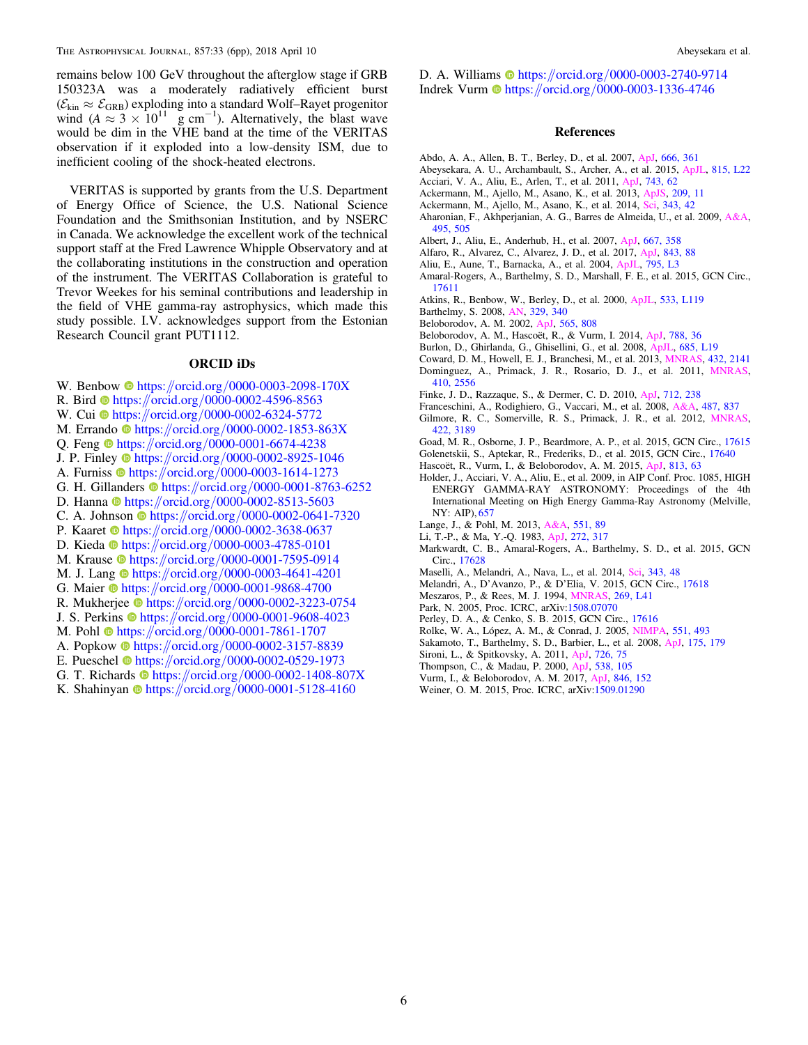remains below 100 GeV throughout the afterglow stage if GRB 150323A was a moderately radiatively efficient burst ($\mathcal{E}_{\rm kin} \approx \mathcal{E}_{\rm GRB}$) exploding into a standard Wolf–Rayet progenitor wind ($A \approx 3 \times 10^{11}$ g cm$^{-1}$). Alternatively, the blast wave would be dim in the VHE band at the time of the VERITAS observation if it exploded into a low-density ISM, due to inefficient cooling of the shock-heated electrons.

VERITAS is supported by grants from the U.S. Department of Energy Office of Science, the U.S. National Science Foundation and the Smithsonian Institution, and by NSERC in Canada. We acknowledge the excellent work of the technical support staff at the Fred Lawrence Whipple Observatory and at the collaborating institutions in the construction and operation of the instrument. The VERITAS Collaboration is grateful to Trevor Weekes for his seminal contributions and leadership in the field of VHE gamma-ray astrophysics, which made this study possible. I.V. acknowledges support from the Estonian Research Council grant PUT1112.

## ORCID iDs

W. Benbow https://orcid.org/0000-0003-2098-170X
R. Bird https://orcid.org/0000-0002-4596-8563
W. Cui https://orcid.org/0000-0002-6324-5772
M. Errando https://orcid.org/0000-0002-1853-863X
Q. Feng https://orcid.org/0000-0001-6674-4238
J. P. Finley https://orcid.org/0000-0002-8925-1046
A. Furniss https://orcid.org/0000-0003-1614-1273
G. H. Gillanders https://orcid.org/0000-0001-8763-6252
D. Hanna https://orcid.org/0000-0002-8513-5603
C. A. Johnson https://orcid.org/0000-0002-0641-7320
P. Kaaret https://orcid.org/0000-0002-3638-0637
D. Kieda https://orcid.org/0000-0003-4785-0101
M. Krause https://orcid.org/0000-0001-7595-0914
M. J. Lang https://orcid.org/0000-0003-4641-4201
G. Maier https://orcid.org/0000-0001-9868-4700
R. Mukherjee https://orcid.org/0000-0002-3223-0754
J. S. Perkins https://orcid.org/0000-0001-9608-4023
M. Pohl https://orcid.org/0000-0001-7861-1707
A. Popkow https://orcid.org/0000-0002-3157-8839
E. Pueschel https://orcid.org/0000-0002-0529-1973
G. T. Richards https://orcid.org/0000-0002-1408-807X
K. Shahinyan https://orcid.org/0000-0001-5128-4160
D. A. Williams https://orcid.org/0000-0003-2740-9714
Indrek Vurm https://orcid.org/0000-0003-1336-4746

## References

Abdo, A. A., Allen, B. T., Berley, D., et al. 2007, ApJ, 666, 361
Abeysekara, A. U., Archambault, S., Archer, A., et al. 2015, ApJL, 815, L22
Acciari, V. A., Aliu, E., Arlen, T., et al. 2011, ApJ, 743, 62
Ackermann, M., Ajello, M., Asano, K., et al. 2013, ApJS, 209, 11
Ackermann, M., Ajello, M., Asano, K., et al. 2014, Sci, 343, 42
Aharonian, F., Akhperjanian, A. G., Barres de Almeida, U., et al. 2009, A&A, 495, 505
Albert, J., Aliu, E., Anderhub, H., et al. 2007, ApJ, 667, 358
Alfaro, R., Alvarez, C., Alvarez, J. D., et al. 2017, ApJ, 843, 88
Aliu, E., Aune, T., Barnacka, A., et al. 2004, ApJL, 795, L3
Amaral-Rogers, A., Barthelmy, S. D., Marshall, F. E., et al. 2015, GCN Circ., 17611
Atkins, R., Benbow, W., Berley, D., et al. 2000, ApJL, 533, L119
Barthelmy, S. 2008, AN, 329, 340
Beloborodov, A. M. 2002, ApJ, 565, 808
Beloborodov, A. M., Hascoët, R., & Vurm, I. 2014, ApJ, 788, 36
Burlon, D., Ghirlanda, G., Ghisellini, G., et al. 2008, ApJL, 685, L19
Coward, D. M., Howell, E. J., Branchesi, M., et al. 2013, MNRAS, 432, 2141
Dominguez, A., Primack, J. R., Rosario, D. J., et al. 2011, MNRAS, 410, 2556
Finke, J. D., Razzaque, S., & Dermer, C. D. 2010, ApJ, 712, 238
Franceschini, A., Rodighiero, G., Vaccari, M., et al. 2008, A&A, 487, 837
Gilmore, R. C., Somerville, R. S., Primack, J. R., et al. 2012, MNRAS, 422, 3189
Goad, M. R., Osborne, J. P., Beardmore, A. P., et al. 2015, GCN Circ., 17615
Golenetskii, S., Aptekar, R., Frederiks, D., et al. 2015, GCN Circ., 17640
Hascoët, R., Vurm, I., & Beloborodov, A. M. 2015, ApJ, 813, 63
Holder, J., Acciari, V. A., Aliu, E., et al. 2009, in AIP Conf. Proc. 1085, HIGH ENERGY GAMMA-RAY ASTRONOMY: Proceedings of the 4th International Meeting on High Energy Gamma-Ray Astronomy (Melville, NY: AIP), 657
Lange, J., & Pohl, M. 2013, A&A, 551, 89
Li, T.-P., & Ma, Y.-Q. 1983, ApJ, 272, 317
Markwardt, C. B., Amaral-Rogers, A., Barthelmy, S. D., et al. 2015, GCN Circ., 17628
Maselli, A., Melandri, A., Nava, L., et al. 2014, Sci, 343, 48
Melandri, A., D'Avanzo, P., & D'Elia, V. 2015, GCN Circ., 17618
Meszaros, P., & Rees, M. J. 1994, MNRAS, 269, L41
Park, N. 2005, Proc. ICRC, arXiv:1508.07070
Perley, D. A., & Cenko, S. B. 2015, GCN Circ., 17616
Rolke, W. A., López, A. M., & Conrad, J. 2005, NIMPA, 551, 493
Sakamoto, T., Barthelmy, S. D., Barbier, L., et al. 2008, ApJ, 175, 179
Sironi, L., & Spitkovsky, A. 2011, ApJ, 726, 75
Thompson, C., & Madau, P. 2000, ApJ, 538, 105
Vurm, I., & Beloborodov, A. M. 2017, ApJ, 846, 152
Weiner, O. M. 2015, Proc. ICRC, arXiv:1509.01290